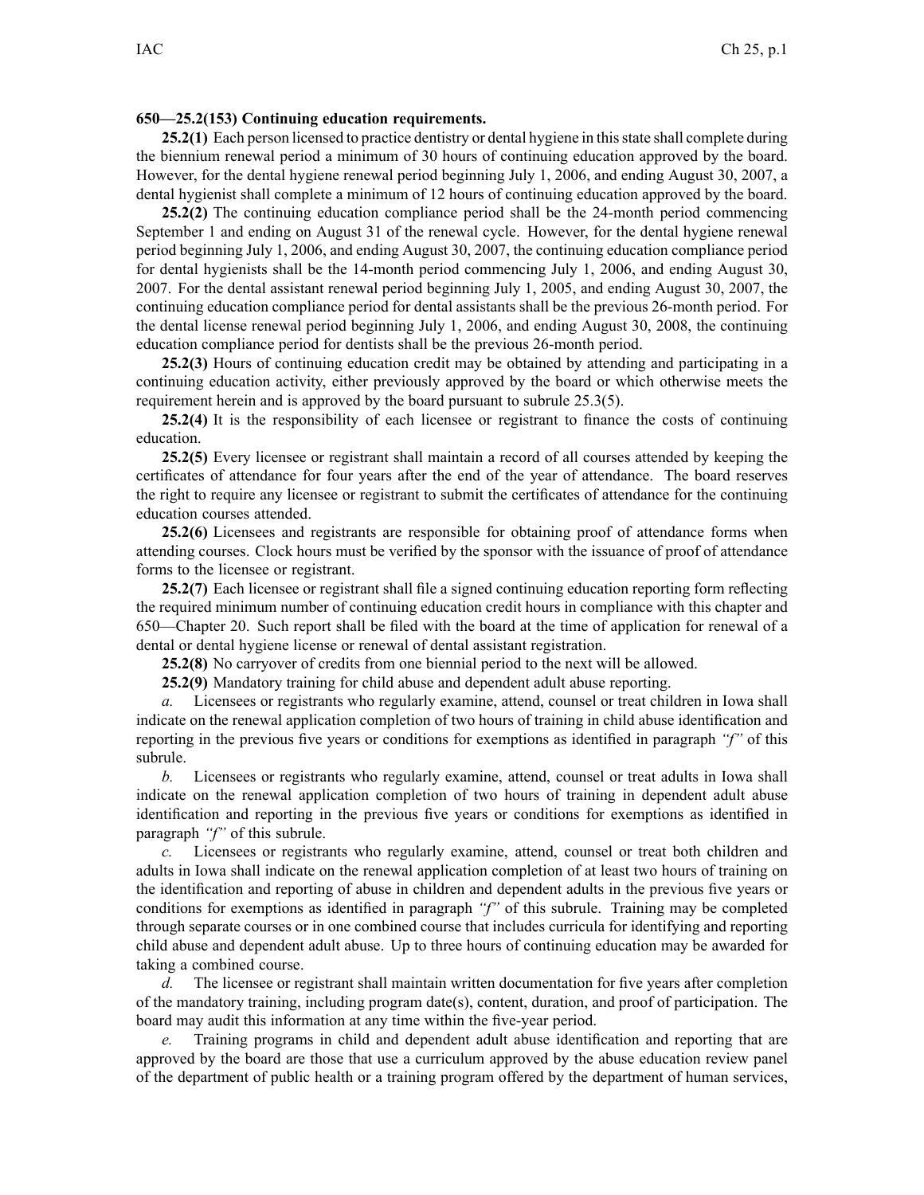**650—25.2(153) Continuing education requirements.**

**25.2(1)** Each person licensed to practice dentistry or dental hygiene in this state shall complete during the biennium renewal period a minimum of 30 hours of continuing education approved by the board. However, for the dental hygiene renewal period beginning July 1, 2006, and ending August 30, 2007, a dental hygienist shall complete a minimum of 12 hours of continuing education approved by the board.

**25.2(2)** The continuing education compliance period shall be the 24-month period commencing September 1 and ending on August 31 of the renewal cycle. However, for the dental hygiene renewal period beginning July 1, 2006, and ending August 30, 2007, the continuing education compliance period for dental hygienists shall be the 14-month period commencing July 1, 2006, and ending August 30, 2007. For the dental assistant renewal period beginning July 1, 2005, and ending August 30, 2007, the continuing education compliance period for dental assistants shall be the previous 26-month period. For the dental license renewal period beginning July 1, 2006, and ending August 30, 2008, the continuing education compliance period for dentists shall be the previous 26-month period.

**25.2(3)** Hours of continuing education credit may be obtained by attending and participating in a continuing education activity, either previously approved by the board or which otherwise meets the requirement herein and is approved by the board pursuant to subrule 25.3(5).

**25.2(4)** It is the responsibility of each licensee or registrant to finance the costs of continuing education.

**25.2(5)** Every licensee or registrant shall maintain a record of all courses attended by keeping the certificates of attendance for four years after the end of the year of attendance. The board reserves the right to require any licensee or registrant to submit the certificates of attendance for the continuing education courses attended.

**25.2(6)** Licensees and registrants are responsible for obtaining proof of attendance forms when attending courses. Clock hours must be verified by the sponsor with the issuance of proof of attendance forms to the licensee or registrant.

**25.2(7)** Each licensee or registrant shall file a signed continuing education reporting form reflecting the required minimum number of continuing education credit hours in compliance with this chapter and 650—Chapter 20. Such report shall be filed with the board at the time of application for renewal of a dental or dental hygiene license or renewal of dental assistant registration.

**25.2(8)** No carryover of credits from one biennial period to the next will be allowed.

**25.2(9)** Mandatory training for child abuse and dependent adult abuse reporting.

*a.* Licensees or registrants who regularly examine, attend, counsel or treat children in Iowa shall indicate on the renewal application completion of two hours of training in child abuse identification and reporting in the previous five years or conditions for exemptions as identified in paragraph *"f"* of this subrule.

*b.* Licensees or registrants who regularly examine, attend, counsel or treat adults in Iowa shall indicate on the renewal application completion of two hours of training in dependent adult abuse identification and reporting in the previous five years or conditions for exemptions as identified in paragraph *"f"* of this subrule.

*c.* Licensees or registrants who regularly examine, attend, counsel or treat both children and adults in Iowa shall indicate on the renewal application completion of at least two hours of training on the identification and reporting of abuse in children and dependent adults in the previous five years or conditions for exemptions as identified in paragraph *"f"* of this subrule. Training may be completed through separate courses or in one combined course that includes curricula for identifying and reporting child abuse and dependent adult abuse. Up to three hours of continuing education may be awarded for taking a combined course.

*d.* The licensee or registrant shall maintain written documentation for five years after completion of the mandatory training, including program date(s), content, duration, and proof of participation. The board may audit this information at any time within the five-year period.

*e.* Training programs in child and dependent adult abuse identification and reporting that are approved by the board are those that use a curriculum approved by the abuse education review panel of the department of public health or a training program offered by the department of human services,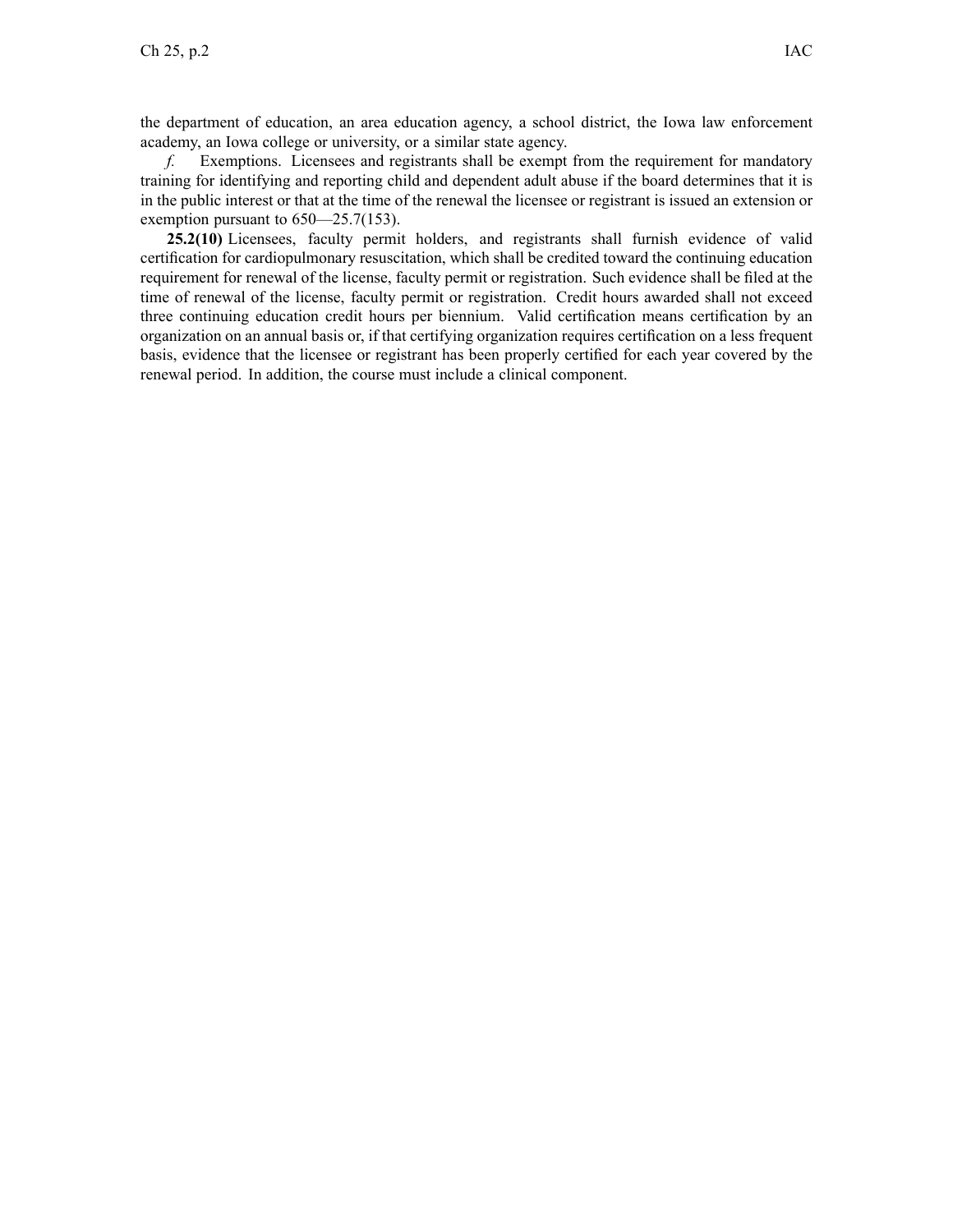the department of education, an area education agency, a school district, the Iowa law enforcement academy, an Iowa college or university, or a similar state agency.

*f.* Exemptions. Licensees and registrants shall be exempt from the requirement for mandatory training for identifying and reporting child and dependent adult abuse if the board determines that it is in the public interest or that at the time of the renewal the licensee or registrant is issued an extension or exemption pursuant to 650—25.7(153).

**25.2(10)** Licensees, faculty permit holders, and registrants shall furnish evidence of valid certification for cardiopulmonary resuscitation, which shall be credited toward the continuing education requirement for renewal of the license, faculty permit or registration. Such evidence shall be filed at the time of renewal of the license, faculty permit or registration. Credit hours awarded shall not exceed three continuing education credit hours per biennium. Valid certification means certification by an organization on an annual basis or, if that certifying organization requires certification on a less frequent basis, evidence that the licensee or registrant has been properly certified for each year covered by the renewal period. In addition, the course must include a clinical component.